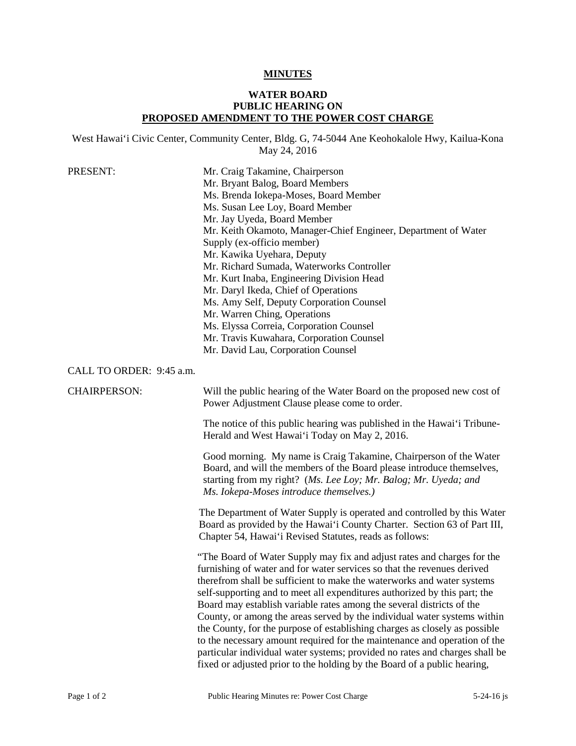**MINUTES**

**WATER BOARD**
**PUBLIC HEARING ON**
**PROPOSED AMENDMENT TO THE POWER COST CHARGE**

West Hawaiʻi Civic Center, Community Center, Bldg. G, 74-5044 Ane Keohokalole Hwy, Kailua-Kona
May 24, 2016

PRESENT:

Mr. Craig Takamine, Chairperson
Mr. Bryant Balog, Board Members
Ms. Brenda Iokepa-Moses, Board Member
Ms. Susan Lee Loy, Board Member
Mr. Jay Uyeda, Board Member
Mr. Keith Okamoto, Manager-Chief Engineer, Department of Water Supply (ex-officio member)
Mr. Kawika Uyehara, Deputy
Mr. Richard Sumada, Waterworks Controller
Mr. Kurt Inaba, Engineering Division Head
Mr. Daryl Ikeda, Chief of Operations
Ms. Amy Self, Deputy Corporation Counsel
Mr. Warren Ching, Operations
Ms. Elyssa Correia, Corporation Counsel
Mr. Travis Kuwahara, Corporation Counsel
Mr. David Lau, Corporation Counsel

CALL TO ORDER: 9:45 a.m.

CHAIRPERSON: Will the public hearing of the Water Board on the proposed new cost of Power Adjustment Clause please come to order.

The notice of this public hearing was published in the Hawaiʻi Tribune-Herald and West Hawaiʻi Today on May 2, 2016.

Good morning. My name is Craig Takamine, Chairperson of the Water Board, and will the members of the Board please introduce themselves, starting from my right? (*Ms. Lee Loy; Mr. Balog; Mr. Uyeda; and Ms. Iokepa-Moses introduce themselves.)*

The Department of Water Supply is operated and controlled by this Water Board as provided by the Hawaiʻi County Charter. Section 63 of Part III, Chapter 54, Hawaiʻi Revised Statutes, reads as follows:

"The Board of Water Supply may fix and adjust rates and charges for the furnishing of water and for water services so that the revenues derived therefrom shall be sufficient to make the waterworks and water systems self-supporting and to meet all expenditures authorized by this part; the Board may establish variable rates among the several districts of the County, or among the areas served by the individual water systems within the County, for the purpose of establishing charges as closely as possible to the necessary amount required for the maintenance and operation of the particular individual water systems; provided no rates and charges shall be fixed or adjusted prior to the holding by the Board of a public hearing,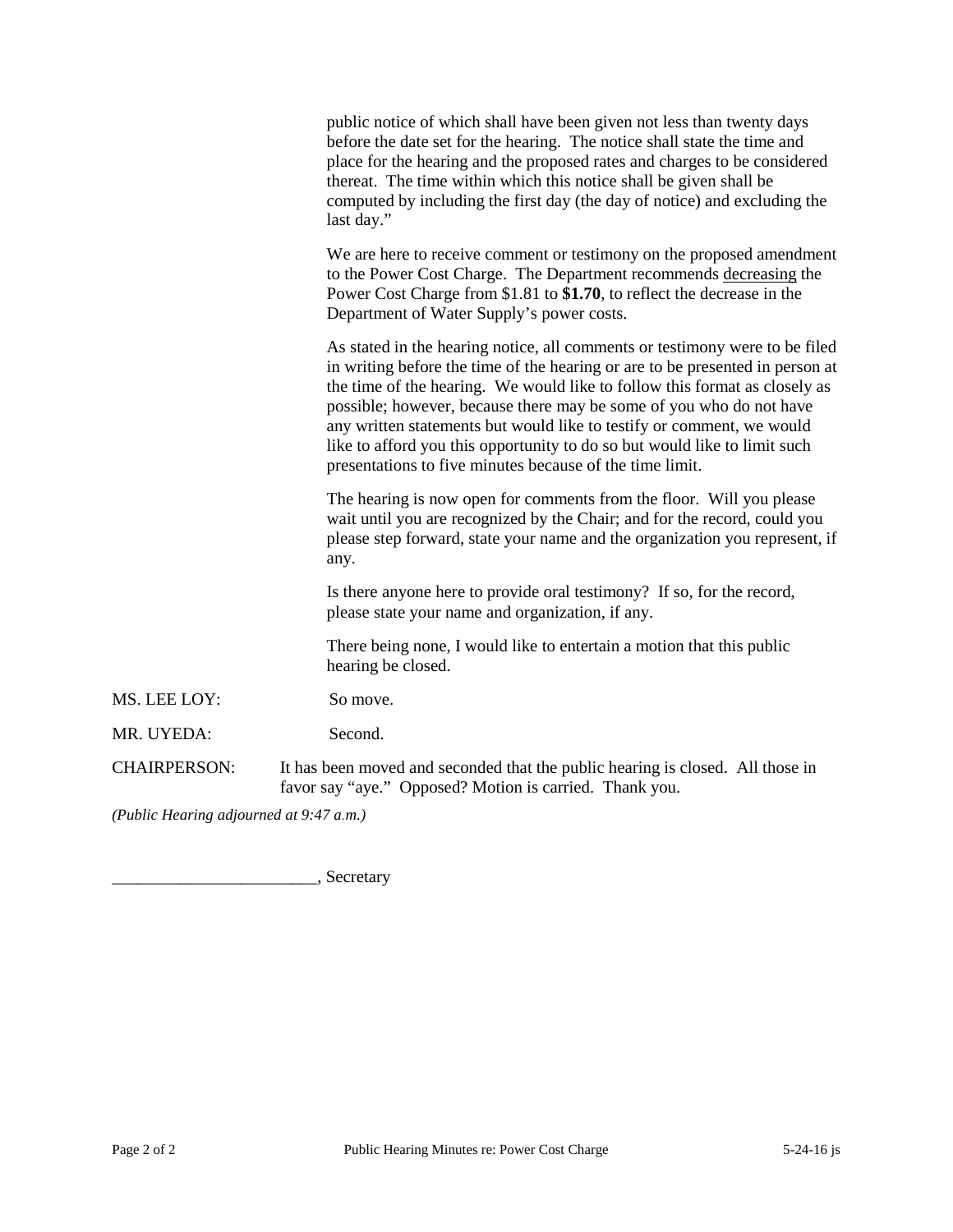public notice of which shall have been given not less than twenty days before the date set for the hearing. The notice shall state the time and place for the hearing and the proposed rates and charges to be considered thereat. The time within which this notice shall be given shall be computed by including the first day (the day of notice) and excluding the last day."

We are here to receive comment or testimony on the proposed amendment to the Power Cost Charge. The Department recommends <u>decreasing</u> the Power Cost Charge from $1.81 to **$1.70**, to reflect the decrease in the Department of Water Supply's power costs.

As stated in the hearing notice, all comments or testimony were to be filed in writing before the time of the hearing or are to be presented in person at the time of the hearing. We would like to follow this format as closely as possible; however, because there may be some of you who do not have any written statements but would like to testify or comment, we would like to afford you this opportunity to do so but would like to limit such presentations to five minutes because of the time limit.

The hearing is now open for comments from the floor. Will you please wait until you are recognized by the Chair; and for the record, could you please step forward, state your name and the organization you represent, if any.

Is there anyone here to provide oral testimony? If so, for the record, please state your name and organization, if any.

There being none, I would like to entertain a motion that this public hearing be closed.

MS. LEE LOY: So move.

MR. UYEDA: Second.

CHAIRPERSON: It has been moved and seconded that the public hearing is closed. All those in favor say "aye." Opposed? Motion is carried. Thank you.

*(Public Hearing adjourned at 9:47 a.m.)*

________________________, Secretary